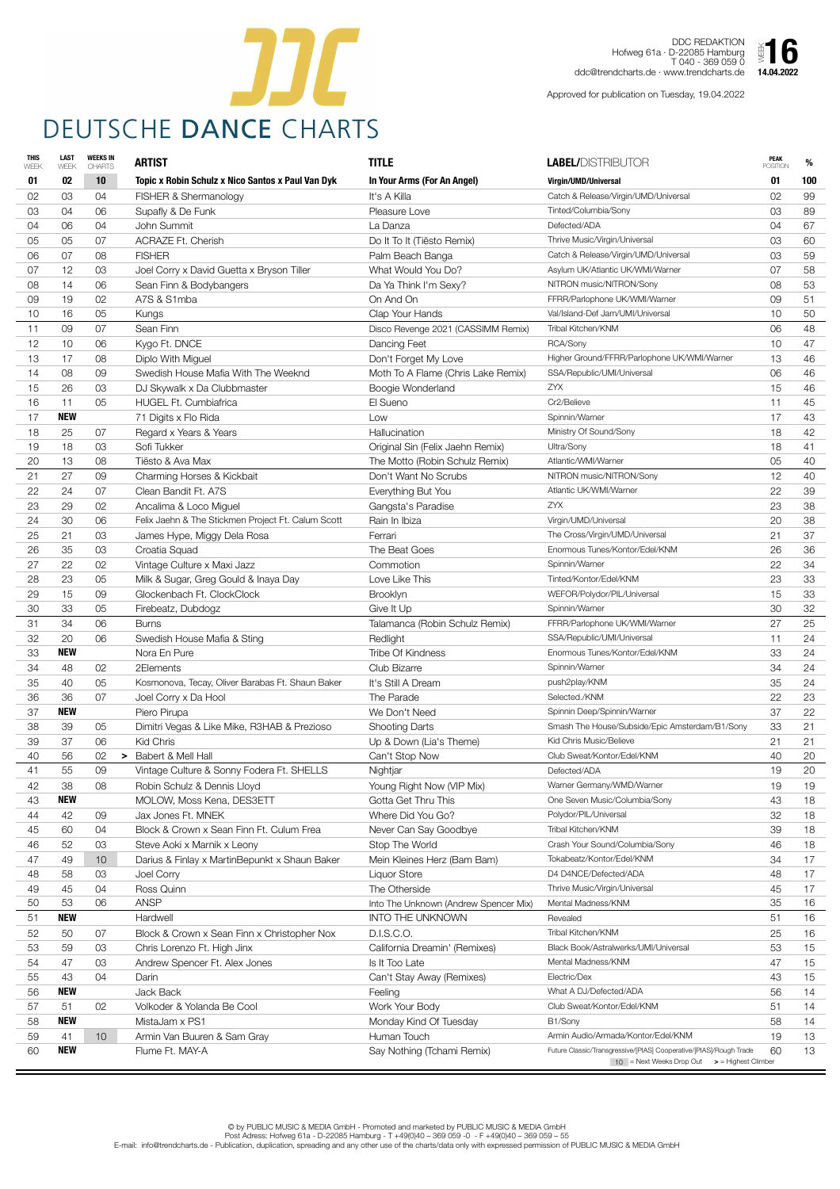# DEUTSCHE DANCE CHARTS

DDC REDAKTION
Hofweg 61a · D-22085 Hamburg
T 040 - 369 059 0
ddc@trendcharts.de · www.trendcharts.de

WEEK **16**
**14.04.2022**

Approved for publication on Tuesday, 19.04.2022

| THIS WEEK | LAST WEEK | WEEKS IN CHARTS | ARTIST | TITLE | LABEL/DISTRIBUTOR | PEAK POSITION | % |
|---|---|---|---|---|---|---|---|
| **01** | **02** | **10** | **Topic x Robin Schulz x Nico Santos x Paul Van Dyk** | **In Your Arms (For An Angel)** | **Virgin/UMD/Universal** | **01** | **100** |
| 02 | 03 | 04 | FISHER & Shermanology | It's A Killa | Catch & Release/Virgin/UMD/Universal | 02 | 99 |
| 03 | 04 | 06 | Supafly & De Funk | Pleasure Love | Tinted/Columbia/Sony | 03 | 89 |
| 04 | 06 | 04 | John Summit | La Danza | Defected/ADA | 04 | 67 |
| 05 | 05 | 07 | ACRAZE Ft. Cherish | Do It To It (Tiësto Remix) | Thrive Music/Virgin/Universal | 03 | 60 |
| 06 | 07 | 08 | FISHER | Palm Beach Banga | Catch & Release/Virgin/UMD/Universal | 03 | 59 |
| 07 | 12 | 03 | Joel Corry x David Guetta x Bryson Tiller | What Would You Do? | Asylum UK/Atlantic UK/WMI/Warner | 07 | 58 |
| 08 | 14 | 06 | Sean Finn & Bodybangers | Da Ya Think I'm Sexy? | NITRON music/NITRON/Sony | 08 | 53 |
| 09 | 19 | 02 | A7S & S1mba | On And On | FFRR/Parlophone UK/WMI/Warner | 09 | 51 |
| 10 | 16 | 05 | Kungs | Clap Your Hands | Val/Island-Def Jam/UMI/Universal | 10 | 50 |
| 11 | 09 | 07 | Sean Finn | Disco Revenge 2021 (CASSIMM Remix) | Tribal Kitchen/KNM | 06 | 48 |
| 12 | 10 | 06 | Kygo Ft. DNCE | Dancing Feet | RCA/Sony | 10 | 47 |
| 13 | 17 | 08 | Diplo With Miguel | Don't Forget My Love | Higher Ground/FFRR/Parlophone UK/WMI/Warner | 13 | 46 |
| 14 | 08 | 09 | Swedish House Mafia With The Weeknd | Moth To A Flame (Chris Lake Remix) | SSA/Republic/UMI/Universal | 06 | 46 |
| 15 | 26 | 03 | DJ Skywalk x Da Clubbmaster | Boogie Wonderland | ZYX | 15 | 46 |
| 16 | 11 | 05 | HUGEL Ft. Cumbiafrica | El Sueno | Cr2/Believe | 11 | 45 |
| 17 | **NEW** | | 71 Digits x Flo Rida | Low | Spinnin/Warner | 17 | 43 |
| 18 | 25 | 07 | Regard x Years & Years | Hallucination | Ministry Of Sound/Sony | 18 | 42 |
| 19 | 18 | 03 | Sofi Tukker | Original Sin (Felix Jaehn Remix) | Ultra/Sony | 18 | 41 |
| 20 | 13 | 08 | Tiësto & Ava Max | The Motto (Robin Schulz Remix) | Atlantic/WMI/Warner | 05 | 40 |
| 21 | 27 | 09 | Charming Horses & Kickbait | Don't Want No Scrubs | NITRON music/NITRON/Sony | 12 | 40 |
| 22 | 24 | 07 | Clean Bandit Ft. A7S | Everything But You | Atlantic UK/WMI/Warner | 22 | 39 |
| 23 | 29 | 02 | Ancalima & Loco Miguel | Gangsta's Paradise | ZYX | 23 | 38 |
| 24 | 30 | 06 | Felix Jaehn & The Stickmen Project Ft. Calum Scott | Rain In Ibiza | Virgin/UMD/Universal | 20 | 38 |
| 25 | 21 | 03 | James Hype, Miggy Dela Rosa | Ferrari | The Cross/Virgin/UMD/Universal | 21 | 37 |
| 26 | 35 | 03 | Croatia Squad | The Beat Goes | Enormous Tunes/Kontor/Edel/KNM | 26 | 36 |
| 27 | 22 | 02 | Vintage Culture x Maxi Jazz | Commotion | Spinnin/Warner | 22 | 34 |
| 28 | 23 | 05 | Milk & Sugar, Greg Gould & Inaya Day | Love Like This | Tinted/Kontor/Edel/KNM | 23 | 33 |
| 29 | 15 | 09 | Glockenbach Ft. ClockClock | Brooklyn | WEFOR/Polydor/PIL/Universal | 15 | 33 |
| 30 | 33 | 05 | Firebeatz, Dubdogz | Give It Up | Spinnin/Warner | 30 | 32 |
| 31 | 34 | 06 | Burns | Talamanca (Robin Schulz Remix) | FFRR/Parlophone UK/WMI/Warner | 27 | 25 |
| 32 | 20 | 06 | Swedish House Mafia & Sting | Redlight | SSA/Republic/UMI/Universal | 11 | 24 |
| 33 | **NEW** | | Nora En Pure | Tribe Of Kindness | Enormous Tunes/Kontor/Edel/KNM | 33 | 24 |
| 34 | 48 | 02 | 2Elements | Club Bizarre | Spinnin/Warner | 34 | 24 |
| 35 | 40 | 05 | Kosmonova, Tecay, Oliver Barabas Ft. Shaun Baker | It's Still A Dream | push2play/KNM | 35 | 24 |
| 36 | 36 | 07 | Joel Corry x Da Hool | The Parade | Selected./KNM | 22 | 23 |
| 37 | **NEW** | | Piero Pirupa | We Don't Need | Spinnin Deep/Spinnin/Warner | 37 | 22 |
| 38 | 39 | 05 | Dimitri Vegas & Like Mike, R3HAB & Prezioso | Shooting Darts | Smash The House/Subside/Epic Amsterdam/B1/Sony | 33 | 21 |
| 39 | 37 | 06 | Kid Chris | Up & Down (Lia's Theme) | Kid Chris Music/Believe | 21 | 21 |
| 40 | 56 | 02 | > Babert & Mell Hall | Can't Stop Now | Club Sweat/Kontor/Edel/KNM | 40 | 20 |
| 41 | 55 | 09 | Vintage Culture & Sonny Fodera Ft. SHELLS | Nightjar | Defected/ADA | 19 | 20 |
| 42 | 38 | 08 | Robin Schulz & Dennis Lloyd | Young Right Now (VIP Mix) | Warner Germany/WMD/Warner | 19 | 19 |
| 43 | **NEW** | | MOLOW, Moss Kena, DES3ETT | Gotta Get Thru This | One Seven Music/Columbia/Sony | 43 | 18 |
| 44 | 42 | 09 | Jax Jones Ft. MNEK | Where Did You Go? | Polydor/PIL/Universal | 32 | 18 |
| 45 | 60 | 04 | Block & Crown x Sean Finn Ft. Culum Frea | Never Can Say Goodbye | Tribal Kitchen/KNM | 39 | 18 |
| 46 | 52 | 03 | Steve Aoki x Marnik x Leony | Stop The World | Crash Your Sound/Columbia/Sony | 46 | 18 |
| 47 | 49 | 10 | Darius & Finlay x MartinBepunkt x Shaun Baker | Mein Kleines Herz (Bam Bam) | Tokabeatz/Kontor/Edel/KNM | 34 | 17 |
| 48 | 58 | 03 | Joel Corry | Liquor Store | D4 D4NCE/Defected/ADA | 48 | 17 |
| 49 | 45 | 04 | Ross Quinn | The Otherside | Thrive Music/Virgin/Universal | 45 | 17 |
| 50 | 53 | 06 | ANSP | Into The Unknown (Andrew Spencer Mix) | Mental Madness/KNM | 35 | 16 |
| 51 | **NEW** | | Hardwell | INTO THE UNKNOWN | Revealed | 51 | 16 |
| 52 | 50 | 07 | Block & Crown x Sean Finn x Christopher Nox | D.I.S.C.O. | Tribal Kitchen/KNM | 25 | 16 |
| 53 | 59 | 03 | Chris Lorenzo Ft. High Jinx | California Dreamin' (Remixes) | Black Book/Astralwerks/UMI/Universal | 53 | 15 |
| 54 | 47 | 03 | Andrew Spencer Ft. Alex Jones | Is It Too Late | Mental Madness/KNM | 47 | 15 |
| 55 | 43 | 04 | Darin | Can't Stay Away (Remixes) | Electric/Dex | 43 | 15 |
| 56 | **NEW** | | Jack Back | Feeling | What A DJ/Defected/ADA | 56 | 14 |
| 57 | 51 | 02 | Volkoder & Yolanda Be Cool | Work Your Body | Club Sweat/Kontor/Edel/KNM | 51 | 14 |
| 58 | **NEW** | | MistaJam x PS1 | Monday Kind Of Tuesday | B1/Sony | 58 | 14 |
| 59 | 41 | 10 | Armin Van Buuren & Sam Gray | Human Touch | Armin Audio/Armada/Kontor/Edel/KNM | 19 | 13 |
| 60 | **NEW** | | Flume Ft. MAY-A | Say Nothing (Tchami Remix) | Future Classic/Transgressive/[PIAS] Cooperative/[PIAS]/Rough Trade | 60 | 13 |

10 = Next Weeks Drop Out  > = Highest Climber

© by PUBLIC MUSIC & MEDIA GmbH - Promoted and marketed by PUBLIC MUSIC & MEDIA GmbH
Post Adress: Hofweg 61a - D-22085 Hamburg - T +49(0)40 – 369 059 -0 - F +49(0)40 – 369 059 – 55
E-mail: info@trendcharts.de - Publication, duplication, spreading and any other use of the charts/data only with expressed permission of PUBLIC MUSIC & MEDIA GmbH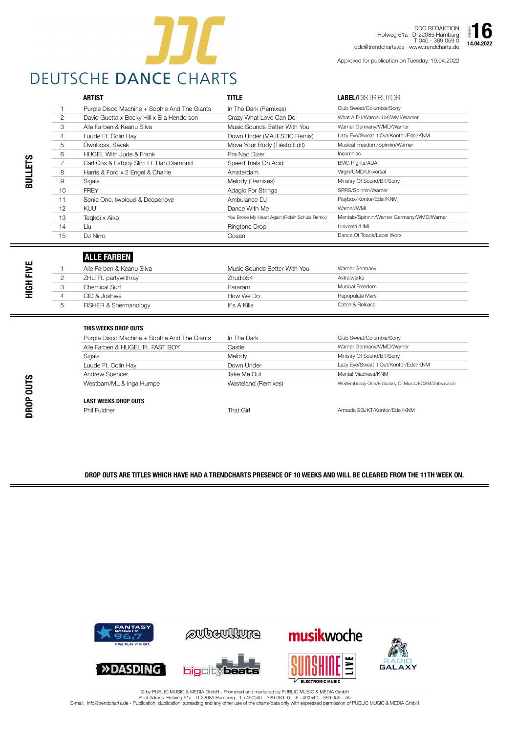# DEUTSCHE DANCE CHARTS

DDC REDAKTION
Hofweg 61a · D-22085 Hamburg
T 040 - 369 059 0
ddc@trendcharts.de · www.trendcharts.de

WEEK **16**
**14.04.2022**

Approved for publication on Tuesday, 19.04.2022

## BULLETS

| | ARTIST | TITLE | LABEL/DISTRIBUTOR |
|---|---|---|---|
| 1 | Purple Disco Machine + Sophie And The Giants | In The Dark (Remixes) | Club Sweat/Columbia/Sony |
| 2 | David Guetta x Becky Hill x Ella Henderson | Crazy What Love Can Do | What A DJ/Warner UK/WMI/Warner |
| 3 | Alle Farben & Keanu Silva | Music Sounds Better With You | Warner Germany/WMD/Warner |
| 4 | Luude Ft. Colin Hay | Down Under (MAJESTIC Remix) | Lazy Eye/Sweat It Out/Kontor/Edel/KNM |
| 5 | Öwnboss, Sevek | Move Your Body (Tiësto Edit) | Musical Freedom/Spinnin/Warner |
| 6 | HUGEL With Jude & Frank | Pra Nao Dizer | Insomniac |
| 7 | Carl Cox & Fatboy Slim Ft. Dan Diamond | Speed Trials On Acid | BMG Rights/ADA |
| 8 | Harris & Ford x 2 Engel & Charlie | Amsterdam | Virgin/UMD/Universal |
| 9 | Sigala | Melody (Remixes) | Minsitry Of Sound/B1/Sony |
| 10 | FREY | Adagio For Strings | SPRS/Spinnin/Warner |
| 11 | Sonic One, twoloud & Deeperlove | Ambulance DJ | Playbox/Kontor/Edel/KNM |
| 12 | KUU | Dance With Me | Warner/WMI |
| 13 | Teqkoi x Aiko | You Broke My Heart Again (Robin Schulz Remix) | Mentalo/Spinnin/Warner Germany/WMD/Warner |
| 14 | Liu | Ringtone Drop | Universal/UMI |
| 15 | DJ Nirro | Ocean | Dance Of Toads/Label Worx |

## HIGH FIVE

**ALLE FARBEN**

| | ARTIST | TITLE | LABEL |
|---|---|---|---|
| 1 | Alle Farben & Keanu Silva | Music Sounds Better With You | Warner Germany |
| 2 | ZHU Ft. partywithray | Zhudio54 | Astralwerks |
| 3 | Chemical Surf | Pararam | Musical Freedom |
| 4 | CID & Joshwa | How We Do | Repopulate Mars |
| 5 | FISHER & Shermanology | It's A Killa | Catch & Release |

## DROP OUTS

**THIS WEEKS DROP OUTS**

| ARTIST | TITLE | LABEL/DISTRIBUTOR |
|---|---|---|
| Purple Disco Machine + Sophie And The Giants | In The Dark | Club Sweat/Columbia/Sony |
| Alle Farben & HUGEL Ft. FAST BOY | Castle | Warner Germany/WMD/Warner |
| Sigala | Melody | Ministry Of Sound/B1/Sony |
| Luude Ft. Colin Hay | Down Under | Lazy Eye/Sweat It Out/Kontor/Edel/KNM |
| Andrew Spencer | Take Me Out | Mental Madness/KNM |
| Westbam/ML & Inga Humpe | Wasteland (Remixes) | WG/Embassy One/Embassy Of Music/EOSM/Zebralution |

**LAST WEEKS DROP OUTS**

| ARTIST | TITLE | LABEL/DISTRIBUTOR |
|---|---|---|
| Phil Fuldner | That Girl | Armada SBJKT/Kontor/Edel/KNM |

**DROP OUTS ARE TITLES WHICH HAVE HAD A TRENDCHARTS PRESENCE OF 10 WEEKS AND WILL BE CLEARED FROM THE 11TH WEEK ON.**

© by PUBLIC MUSIC & MEDIA GmbH - Promoted and marketed by PUBLIC MUSIC & MEDIA GmbH
Post Adress: Hofweg 61a - D-22085 Hamburg - T +49(0)40 – 369 059 -0 - F +49(0)40 – 369 059 – 55
E-mail: info@trendcharts.de - Publication, duplication, spreading and any other use of the charts/data only with expressed permission of PUBLIC MUSIC & MEDIA GmbH